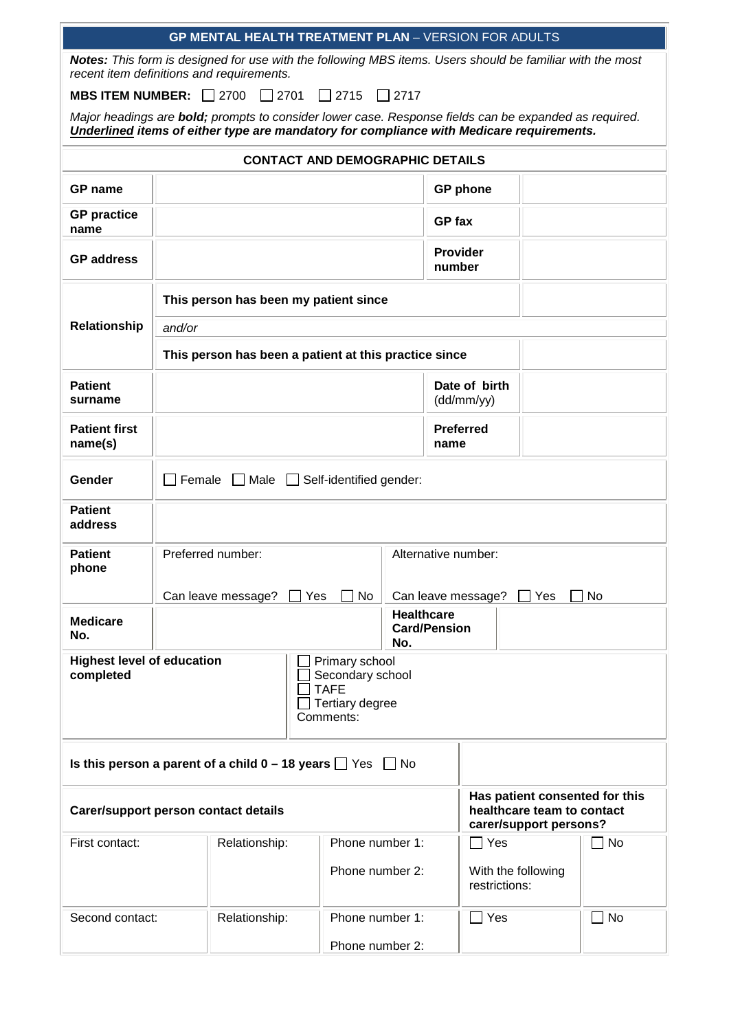# GP MENTAL HEALTH TREATMENT PLAN – VERSION FOR ADULTS

***Notes:*** *This form is designed for use with the following MBS items. Users should be familiar with the most recent item definitions and requirements.*

**MBS ITEM NUMBER:** ☐ 2700 ☐ 2701 ☐ 2715 ☐ 2717

*Major headings are* ***bold;*** *prompts to consider lower case. Response fields can be expanded as required.* ***Underlined** **items of either type are mandatory for compliance with Medicare requirements.***

## CONTACT AND DEMOGRAPHIC DETAILS

| | | | |
|---|---|---|---|
| **GP name** | | **GP phone** | |
| **GP practice name** | | **GP fax** | |
| **GP address** | | **Provider number** | |
| **Relationship** | **This person has been my patient since** | | |
| | *and/or* | | |
| | **This person has been a patient at this practice since** | | |
| **Patient surname** | | **Date of birth** (dd/mm/yy) | |
| **Patient first name(s)** | | **Preferred name** | |
| **Gender** | ☐ Female ☐ Male ☐ Self-identified gender: | | |
| **Patient address** | | | |
| **Patient phone** | Preferred number:<br><br>Can leave message? ☐ Yes ☐ No | Alternative number:<br><br>Can leave message? ☐ Yes ☐ No | |
| **Medicare No.** | | **Healthcare Card/Pension No.** | |
| **Highest level of education completed** | ☐ Primary school<br>☐ Secondary school<br>☐ TAFE<br>☐ Tertiary degree<br>Comments: | | |

| | | | | |
|---|---|---|---|---|
| **Is this person a parent of a child 0 – 18 years** ☐ Yes ☐ No | | | | |
| **Carer/support person contact details** | | | **Has patient consented for this healthcare team to contact carer/support persons?** | |
| First contact: | Relationship: | Phone number 1:<br><br>Phone number 2: | ☐ Yes<br><br>With the following restrictions: | ☐ No |
| Second contact: | Relationship: | Phone number 1:<br><br>Phone number 2: | ☐ Yes | ☐ No |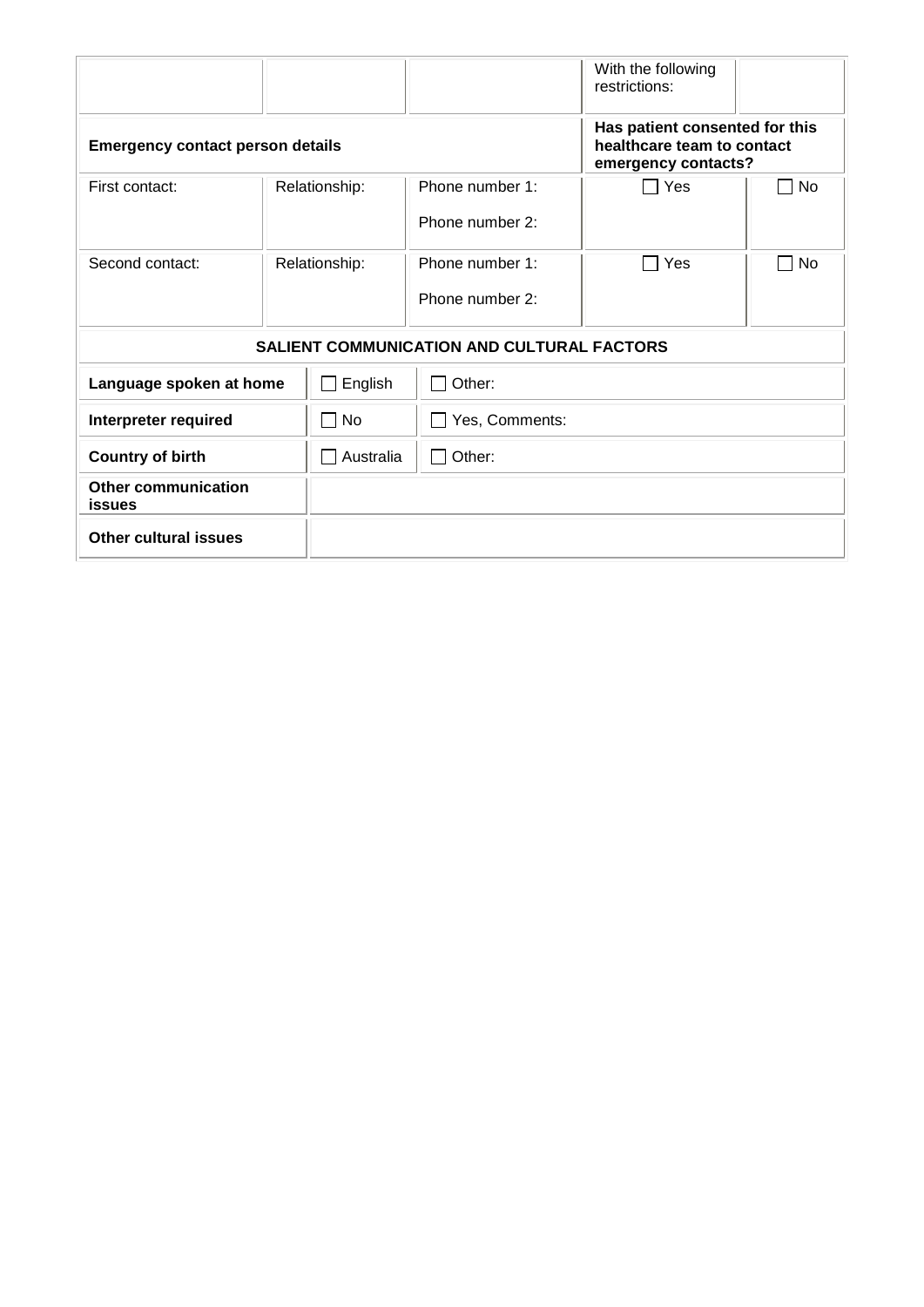| | | | With the following restrictions: | |
|---|---|---|---|---|
| **Emergency contact person details** | | | **Has patient consented for this healthcare team to contact emergency contacts?** | |
| First contact: | Relationship: | Phone number 1:<br>Phone number 2: | ☐ Yes | ☐ No |
| Second contact: | Relationship: | Phone number 1:<br>Phone number 2: | ☐ Yes | ☐ No |

| **SALIENT COMMUNICATION AND CULTURAL FACTORS** | | |
|---|---|---|
| **Language spoken at home** | ☐ English | ☐ Other: |
| **Interpreter required** | ☐ No | ☐ Yes, Comments: |
| **Country of birth** | ☐ Australia | ☐ Other: |
| **Other communication issues** | | |
| **Other cultural issues** | | |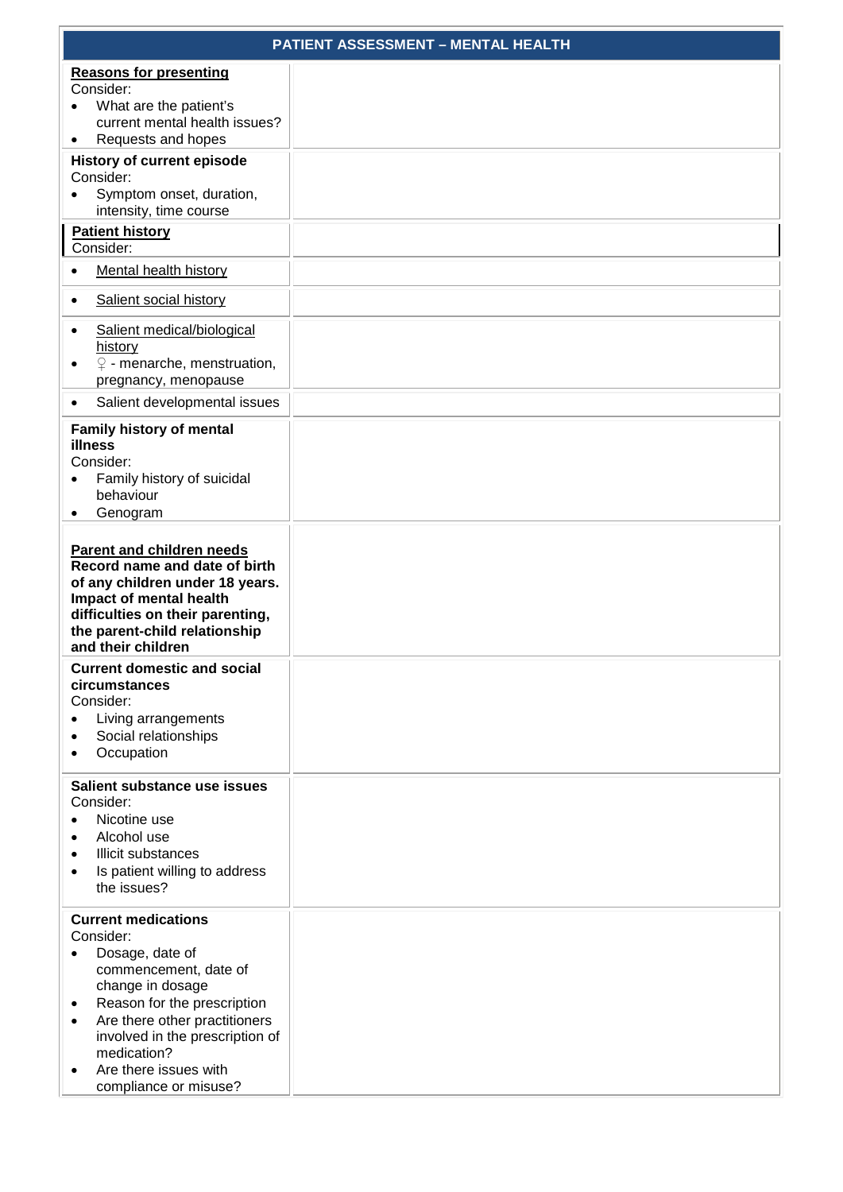| PATIENT ASSESSMENT – MENTAL HEALTH | |
|---|---|
| **Reasons for presenting**<br>Consider:<br>• What are the patient's current mental health issues?<br>• Requests and hopes | |
| **History of current episode**<br>Consider:<br>• Symptom onset, duration, intensity, time course | |
| **Patient history**<br>Consider: | |
| • Mental health history | |
| • Salient social history | |
| • Salient medical/biological history<br>• ♀ - menarche, menstruation, pregnancy, menopause | |
| • Salient developmental issues | |
| **Family history of mental illness**<br>Consider:<br>• Family history of suicidal behaviour<br>• Genogram | |
| **Parent and children needs**<br>**Record name and date of birth of any children under 18 years. Impact of mental health difficulties on their parenting, the parent-child relationship and their children** | |
| **Current domestic and social circumstances**<br>Consider:<br>• Living arrangements<br>• Social relationships<br>• Occupation | |
| **Salient substance use issues**<br>Consider:<br>• Nicotine use<br>• Alcohol use<br>• Illicit substances<br>• Is patient willing to address the issues? | |
| **Current medications**<br>Consider:<br>• Dosage, date of commencement, date of change in dosage<br>• Reason for the prescription<br>• Are there other practitioners involved in the prescription of medication?<br>• Are there issues with compliance or misuse? | |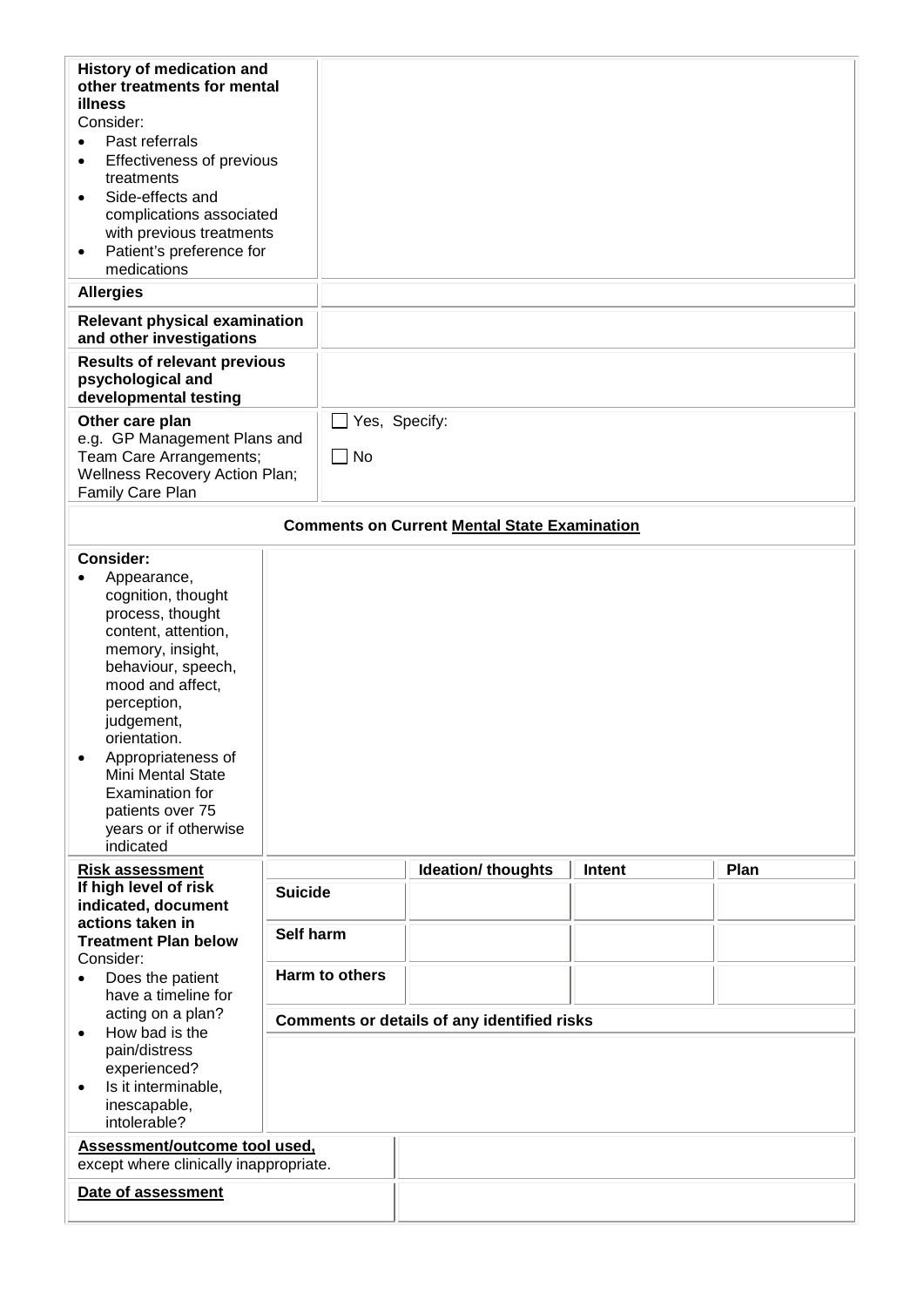| | |
|---|---|
| **History of medication and other treatments for mental illness**<br>Consider:<br>• Past referrals<br>• Effectiveness of previous treatments<br>• Side-effects and complications associated with previous treatments<br>• Patient's preference for medications | |
| **Allergies** | |
| **Relevant physical examination and other investigations** | |
| **Results of relevant previous psychological and developmental testing** | |
| **Other care plan**<br>e.g. GP Management Plans and Team Care Arrangements; Wellness Recovery Action Plan; Family Care Plan | ☐ Yes, Specify:<br>☐ No |

**Comments on Current <u>Mental State Examination</u>**

| | |
|---|---|
| **Consider:**<br>• Appearance, cognition, thought process, thought content, attention, memory, insight, behaviour, speech, mood and affect, perception, judgement, orientation.<br>• Appropriateness of Mini Mental State Examination for patients over 75 years or if otherwise indicated | |

| | | Ideation/ thoughts | Intent | Plan |
|---|---|---|---|---|
| **<u>Risk assessment</u>**<br>**If high level of risk indicated, document actions taken in Treatment Plan below**<br>Consider:<br>• Does the patient have a timeline for acting on a plan?<br>• How bad is the pain/distress experienced?<br>• Is it interminable, inescapable, intolerable? | **Suicide** | | | |
| | **Self harm** | | | |
| | **Harm to others** | | | |
| | **Comments or details of any identified risks** | | | |

| | |
|---|---|
| **<u>Assessment/outcome tool used,</u>**<br>except where clinically inappropriate. | |
| **<u>Date of assessment</u>** | |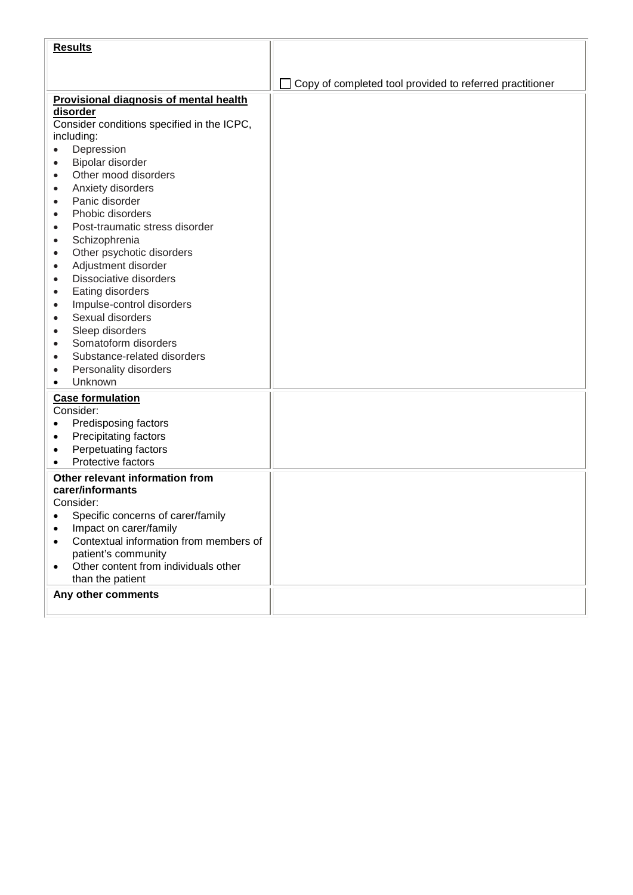| **Results** | ☐ Copy of completed tool provided to referred practitioner |
| --- | --- |
| **Provisional diagnosis of mental health disorder**<br>Consider conditions specified in the ICPC, including:<br>• Depression<br>• Bipolar disorder<br>• Other mood disorders<br>• Anxiety disorders<br>• Panic disorder<br>• Phobic disorders<br>• Post-traumatic stress disorder<br>• Schizophrenia<br>• Other psychotic disorders<br>• Adjustment disorder<br>• Dissociative disorders<br>• Eating disorders<br>• Impulse-control disorders<br>• Sexual disorders<br>• Sleep disorders<br>• Somatoform disorders<br>• Substance-related disorders<br>• Personality disorders<br>• Unknown | |
| **Case formulation**<br>Consider:<br>• Predisposing factors<br>• Precipitating factors<br>• Perpetuating factors<br>• Protective factors | |
| **Other relevant information from carer/informants**<br>Consider:<br>• Specific concerns of carer/family<br>• Impact on carer/family<br>• Contextual information from members of patient's community<br>• Other content from individuals other than the patient | |
| **Any other comments** | |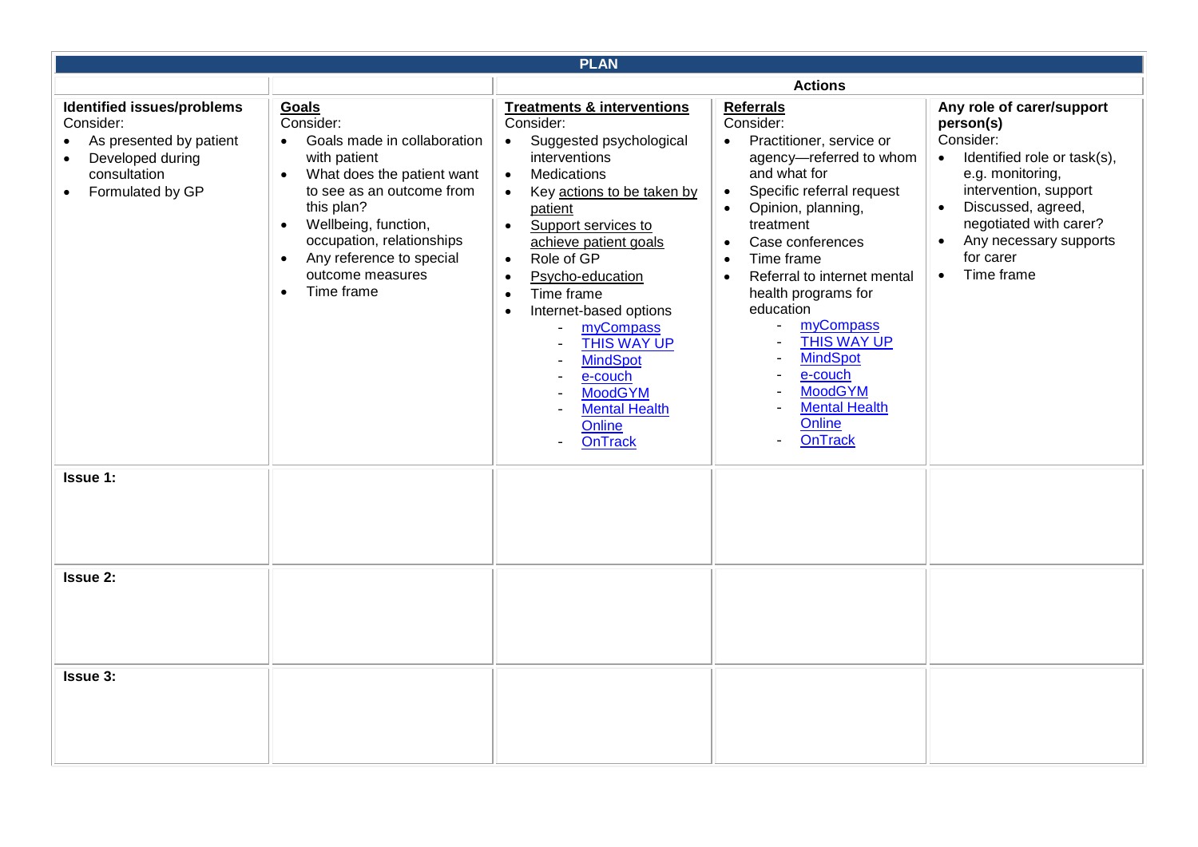| PLAN | | | | |
|---|---|---|---|---|
| | | Actions | | |
| **Identified issues/problems**<br>Consider:<br>• As presented by patient<br>• Developed during consultation<br>• Formulated by GP | **Goals**<br>Consider:<br>• Goals made in collaboration with patient<br>• What does the patient want to see as an outcome from this plan?<br>• Wellbeing, function, occupation, relationships<br>• Any reference to special outcome measures<br>• Time frame | **Treatments & interventions**<br>Consider:<br>• Suggested psychological interventions<br>• Medications<br>• Key actions to be taken by patient<br>• Support services to achieve patient goals<br>• Role of GP<br>• Psycho-education<br>• Time frame<br>• Internet-based options<br>- myCompass<br>- THIS WAY UP<br>- MindSpot<br>- e-couch<br>- MoodGYM<br>- Mental Health Online<br>- OnTrack | **Referrals**<br>Consider:<br>• Practitioner, service or agency—referred to whom and what for<br>• Specific referral request<br>• Opinion, planning, treatment<br>• Case conferences<br>• Time frame<br>• Referral to internet mental health programs for education<br>- myCompass<br>- THIS WAY UP<br>- MindSpot<br>- e-couch<br>- MoodGYM<br>- Mental Health Online<br>- OnTrack | **Any role of carer/support person(s)**<br>Consider:<br>• Identified role or task(s), e.g. monitoring, intervention, support<br>• Discussed, agreed, negotiated with carer?<br>• Any necessary supports for carer<br>• Time frame |
| **Issue 1:** | | | | |
| **Issue 2:** | | | | |
| **Issue 3:** | | | | |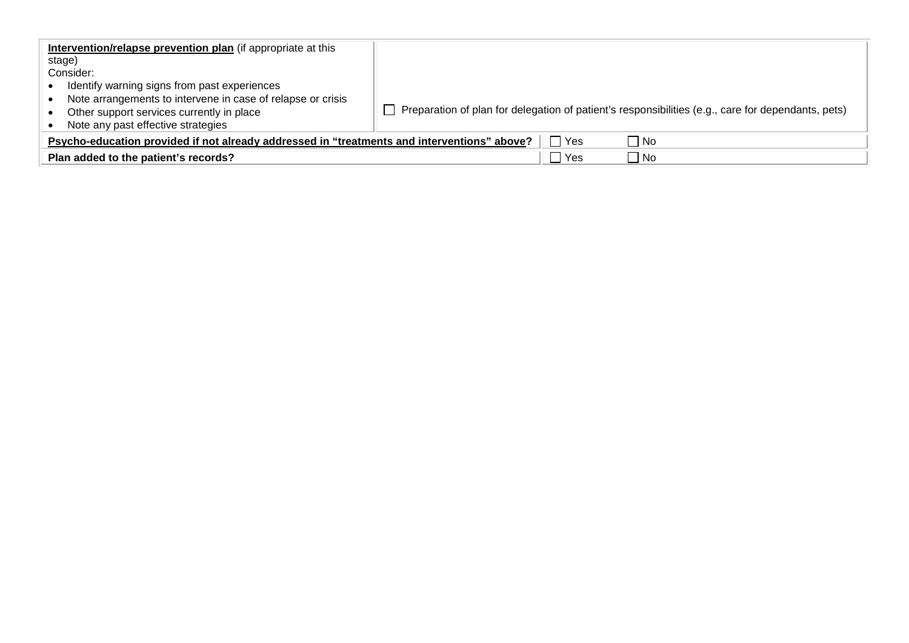| **<u>Intervention/relapse prevention plan</u>** (if appropriate at this stage)<br>Consider:<br>• Identify warning signs from past experiences<br>• Note arrangements to intervene in case of relapse or crisis<br>• Other support services currently in place<br>• Note any past effective strategies | ☐ Preparation of plan for delegation of patient's responsibilities (e.g., care for dependants, pets) | |
|---|---|---|
| **<u>Psycho-education provided if not already addressed in "treatments and interventions" above</u>?** | ☐ Yes | ☐ No |
| **Plan added to the patient's records?** | ☐ Yes | ☐ No |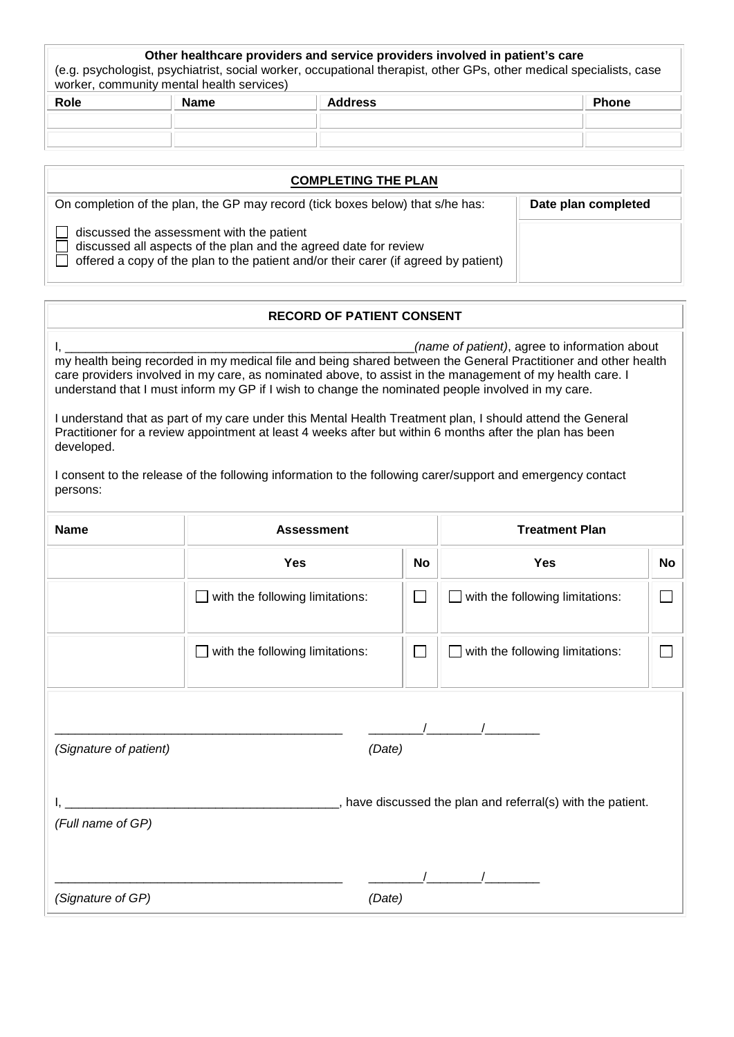| **Other healthcare providers and service providers involved in patient's care** (e.g. psychologist, psychiatrist, social worker, occupational therapist, other GPs, other medical specialists, case worker, community mental health services) | | | |
|---|---|---|---|
| **Role** | **Name** | **Address** | **Phone** |
| | | | |
| | | | |

## COMPLETING THE PLAN

| On completion of the plan, the GP may record (tick boxes below) that s/he has: | **Date plan completed** |
|---|---|
| ☐ discussed the assessment with the patient<br>☐ discussed all aspects of the plan and the agreed date for review<br>☐ offered a copy of the plan to the patient and/or their carer (if agreed by patient) | |

## RECORD OF PATIENT CONSENT

I, ____________________________________________________*(name of patient)*, agree to information about my health being recorded in my medical file and being shared between the General Practitioner and other health care providers involved in my care, as nominated above, to assist in the management of my health care. I understand that I must inform my GP if I wish to change the nominated people involved in my care.

I understand that as part of my care under this Mental Health Treatment plan, I should attend the General Practitioner for a review appointment at least 4 weeks after but within 6 months after the plan has been developed.

I consent to the release of the following information to the following carer/support and emergency contact persons:

| **Name** | **Assessment** | | **Treatment Plan** | |
|---|---|---|---|---|
| | **Yes** | **No** | **Yes** | **No** |
| | ☐ with the following limitations: | ☐ | ☐ with the following limitations: | ☐ |
| | ☐ with the following limitations: | ☐ | ☐ with the following limitations: | ☐ |

__________________________________________ ________/________/________

*(Signature of patient)* *(Date)*

I, ________________________________________, have discussed the plan and referral(s) with the patient.

*(Full name of GP)*

__________________________________________ ________/________/________

*(Signature of GP)* *(Date)*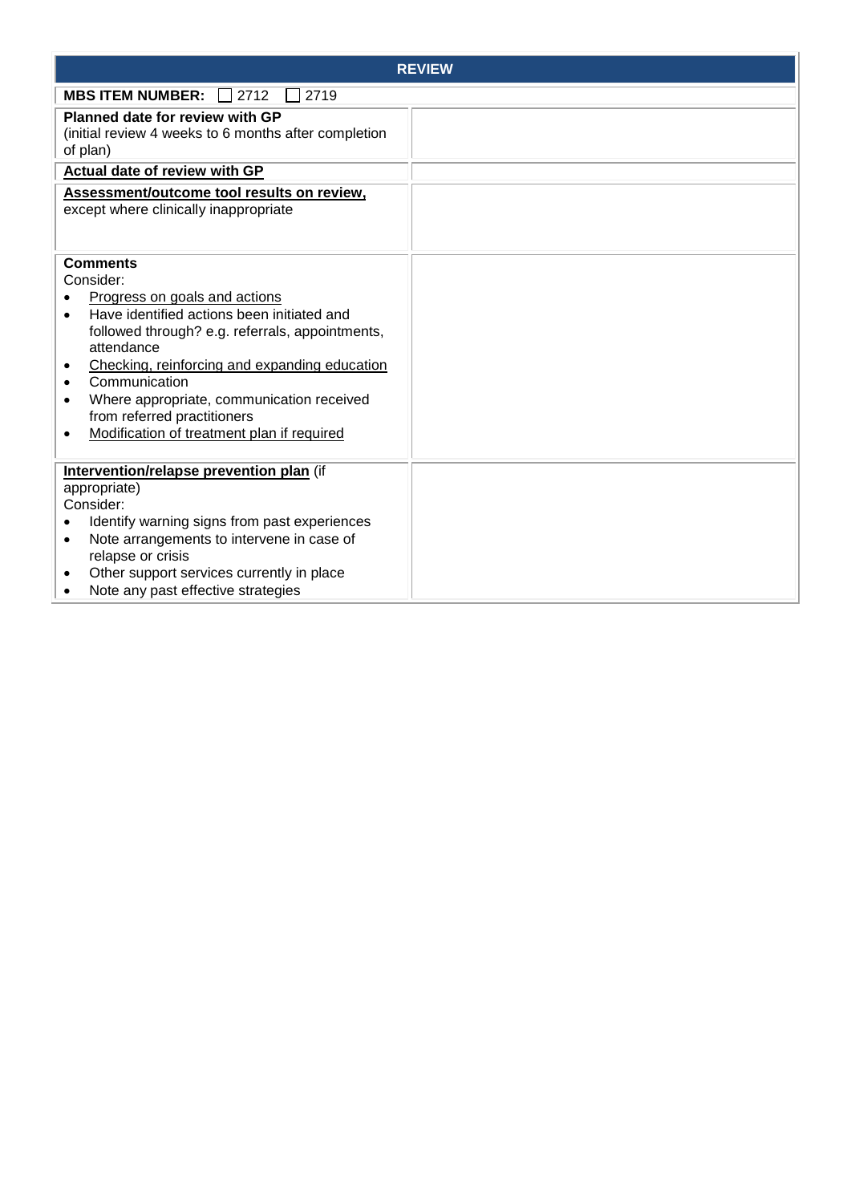| REVIEW | |
|---|---|
| **MBS ITEM NUMBER:** ☐ 2712 ☐ 2719 | |
| **Planned date for review with GP**<br>(initial review 4 weeks to 6 months after completion of plan) | |
| **Actual date of review with GP** | |
| **Assessment/outcome tool results on review,** except where clinically inappropriate | |
| **Comments**<br>Consider:<br>• Progress on goals and actions<br>• Have identified actions been initiated and followed through? e.g. referrals, appointments, attendance<br>• Checking, reinforcing and expanding education<br>• Communication<br>• Where appropriate, communication received from referred practitioners<br>• Modification of treatment plan if required | |
| **Intervention/relapse prevention plan** (if appropriate)<br>Consider:<br>• Identify warning signs from past experiences<br>• Note arrangements to intervene in case of relapse or crisis<br>• Other support services currently in place<br>• Note any past effective strategies | |